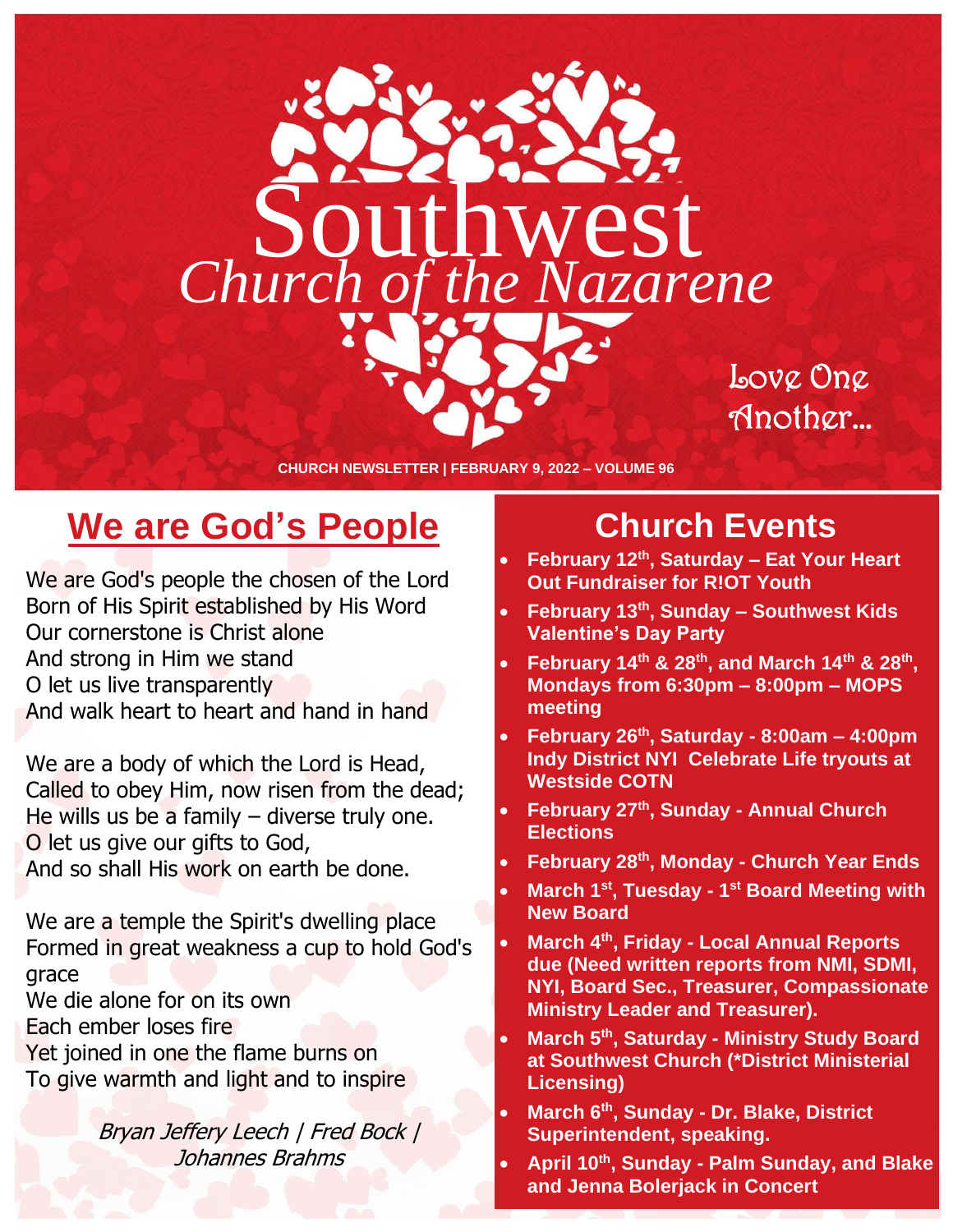# Southwest
## *Church of the Nazarene*

Love One Another…

CHURCH NEWSLETTER | FEBRUARY 9, 2022 – VOLUME 96

## We are God's People

We are God's people the chosen of the Lord
Born of His Spirit established by His Word
Our cornerstone is Christ alone
And strong in Him we stand
O let us live transparently
And walk heart to heart and hand in hand

We are a body of which the Lord is Head,
Called to obey Him, now risen from the dead;
He wills us be a family – diverse truly one.
O let us give our gifts to God,
And so shall His work on earth be done.

We are a temple the Spirit's dwelling place
Formed in great weakness a cup to hold God's grace
We die alone for on its own
Each ember loses fire
Yet joined in one the flame burns on
To give warmth and light and to inspire

*Bryan Jeffery Leech | Fred Bock | Johannes Brahms*

## Church Events

- **February 12th, Saturday – Eat Your Heart Out Fundraiser for R!OT Youth**
- **February 13th, Sunday – Southwest Kids Valentine's Day Party**
- **February 14th & 28th, and March 14th & 28th, Mondays from 6:30pm – 8:00pm – MOPS meeting**
- **February 26th, Saturday - 8:00am – 4:00pm Indy District NYI Celebrate Life tryouts at Westside COTN**
- **February 27th, Sunday - Annual Church Elections**
- **February 28th, Monday - Church Year Ends**
- **March 1st, Tuesday - 1st Board Meeting with New Board**
- **March 4th, Friday - Local Annual Reports due (Need written reports from NMI, SDMI, NYI, Board Sec., Treasurer, Compassionate Ministry Leader and Treasurer).**
- **March 5th, Saturday - Ministry Study Board at Southwest Church (\*District Ministerial Licensing)**
- **March 6th, Sunday - Dr. Blake, District Superintendent, speaking.**
- **April 10th, Sunday - Palm Sunday, and Blake and Jenna Bolerjack in Concert**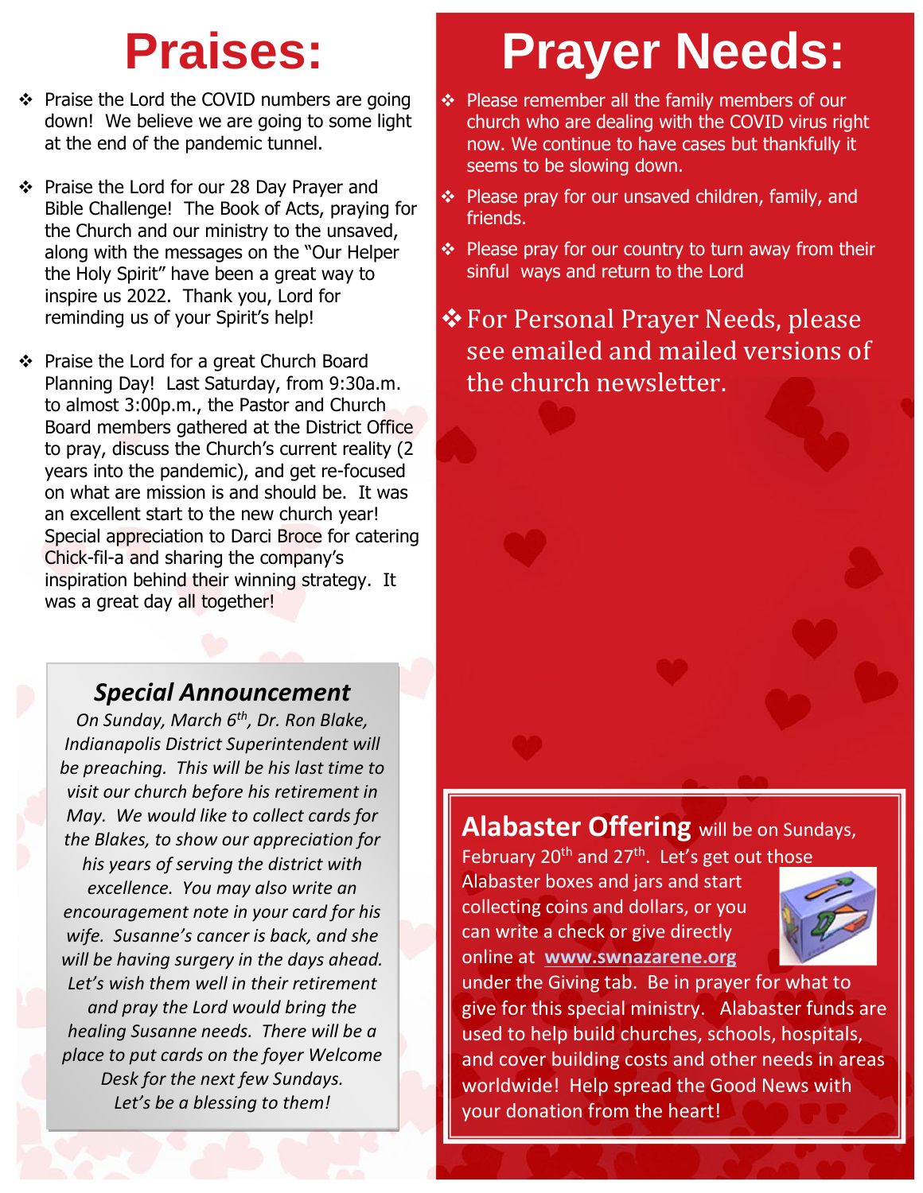# Praises:

- Praise the Lord the COVID numbers are going down! We believe we are going to some light at the end of the pandemic tunnel.
- Praise the Lord for our 28 Day Prayer and Bible Challenge! The Book of Acts, praying for the Church and our ministry to the unsaved, along with the messages on the "Our Helper the Holy Spirit" have been a great way to inspire us 2022. Thank you, Lord for reminding us of your Spirit's help!
- Praise the Lord for a great Church Board Planning Day! Last Saturday, from 9:30a.m. to almost 3:00p.m., the Pastor and Church Board members gathered at the District Office to pray, discuss the Church's current reality (2 years into the pandemic), and get re-focused on what are mission is and should be. It was an excellent start to the new church year! Special appreciation to Darci Broce for catering Chick-fil-a and sharing the company's inspiration behind their winning strategy. It was a great day all together!

## *Special Announcement*

*On Sunday, March 6th, Dr. Ron Blake, Indianapolis District Superintendent will be preaching. This will be his last time to visit our church before his retirement in May. We would like to collect cards for the Blakes, to show our appreciation for his years of serving the district with excellence. You may also write an encouragement note in your card for his wife. Susanne's cancer is back, and she will be having surgery in the days ahead. Let's wish them well in their retirement and pray the Lord would bring the healing Susanne needs. There will be a place to put cards on the foyer Welcome Desk for the next few Sundays. Let's be a blessing to them!*

# Prayer Needs:

- Please remember all the family members of our church who are dealing with the COVID virus right now. We continue to have cases but thankfully it seems to be slowing down.
- Please pray for our unsaved children, family, and friends.
- Please pray for our country to turn away from their sinful ways and return to the Lord
- For Personal Prayer Needs, please see emailed and mailed versions of the church newsletter.

**Alabaster Offering** will be on Sundays, February 20th and 27th. Let's get out those Alabaster boxes and jars and start collecting coins and dollars, or you can write a check or give directly online at **www.swnazarene.org** under the Giving tab. Be in prayer for what to give for this special ministry. Alabaster funds are used to help build churches, schools, hospitals, and cover building costs and other needs in areas worldwide! Help spread the Good News with your donation from the heart!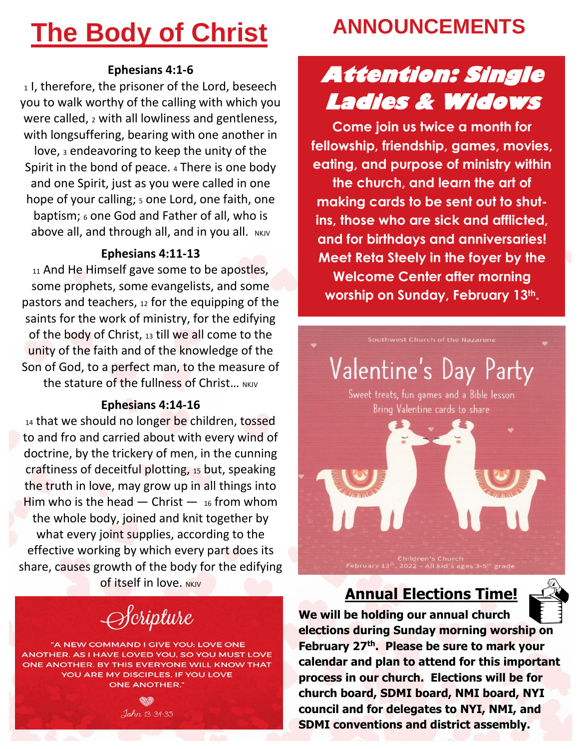# The Body of Christ

**Ephesians 4:1-6**

1 I, therefore, the prisoner of the Lord, beseech you to walk worthy of the calling with which you were called, 2 with all lowliness and gentleness, with longsuffering, bearing with one another in love, 3 endeavoring to keep the unity of the Spirit in the bond of peace. 4 There is one body and one Spirit, just as you were called in one hope of your calling; 5 one Lord, one faith, one baptism; 6 one God and Father of all, who is above all, and through all, and in you all. NKJV

**Ephesians 4:11-13**

11 And He Himself gave some to be apostles, some prophets, some evangelists, and some pastors and teachers, 12 for the equipping of the saints for the work of ministry, for the edifying of the body of Christ, 13 till we all come to the unity of the faith and of the knowledge of the Son of God, to a perfect man, to the measure of the stature of the fullness of Christ… NKJV

**Ephesians 4:14-16**

14 that we should no longer be children, tossed to and fro and carried about with every wind of doctrine, by the trickery of men, in the cunning craftiness of deceitful plotting, 15 but, speaking the truth in love, may grow up in all things into Him who is the head — Christ — 16 from whom the whole body, joined and knit together by what every joint supplies, according to the effective working by which every part does its share, causes growth of the body for the edifying of itself in love. NKJV

## Scripture

"A NEW COMMAND I GIVE YOU: LOVE ONE ANOTHER. AS I HAVE LOVED YOU, SO YOU MUST LOVE ONE ANOTHER. BY THIS EVERYONE WILL KNOW THAT YOU ARE MY DISCIPLES, IF YOU LOVE ONE ANOTHER."

*John 13:34-35*

# ANNOUNCEMENTS

## Attention: Single Ladies & Widows

**Come join us twice a month for fellowship, friendship, games, movies, eating, and purpose of ministry within the church, and learn the art of making cards to be sent out to shut-ins, those who are sick and afflicted, and for birthdays and anniversaries! Meet Reta Steely in the foyer by the Welcome Center after morning worship on Sunday, February 13th.**

Southwest Church of the Nazarene

## Valentine's Day Party

Sweet treats, fun games and a Bible lesson

Bring Valentine cards to share

Children's Church

February 13th, 2022 – All kid's ages 3-5th grade

## Annual Elections Time!

**We will be holding our annual church elections during Sunday morning worship on February 27th. Please be sure to mark your calendar and plan to attend for this important process in our church. Elections will be for church board, SDMI board, NMI board, NYI council and for delegates to NYI, NMI, and SDMI conventions and district assembly.**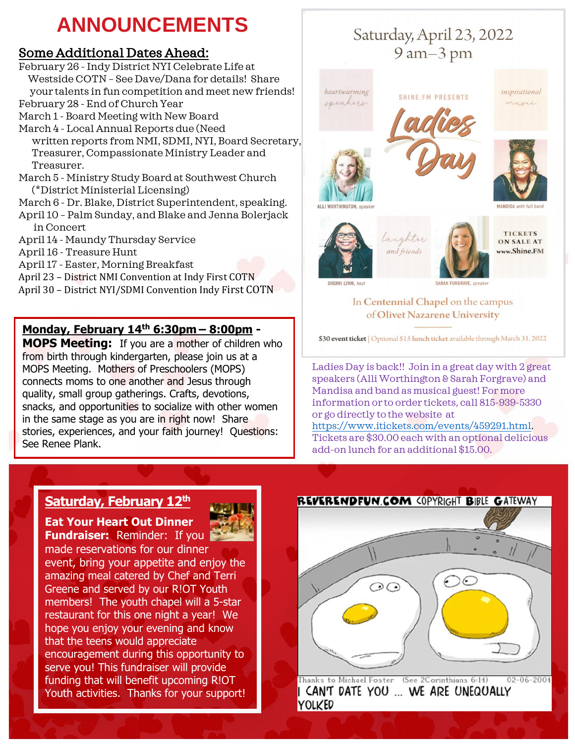# ANNOUNCEMENTS

## Some Additional Dates Ahead:

February 26 - Indy District NYI Celebrate Life at Westside COTN – See Dave/Dana for details! Share your talents in fun competition and meet new friends!
February 28 - End of Church Year
March 1 - Board Meeting with New Board
March 4 - Local Annual Reports due (Need written reports from NMI, SDMI, NYI, Board Secretary, Treasurer, Compassionate Ministry Leader and Treasurer.
March 5 - Ministry Study Board at Southwest Church (*District Ministerial Licensing)
March 6 - Dr. Blake, District Superintendent, speaking.
April 10 – Palm Sunday, and Blake and Jenna Bolerjack in Concert
April 14 - Maundy Thursday Service
April 16 - Treasure Hunt
April 17 - Easter, Morning Breakfast
April 23 – District NMI Convention at Indy First COTN
April 30 – District NYI/SDMI Convention Indy First COTN

**Monday, February 14th 6:30pm – 8:00pm - MOPS Meeting:** If you are a mother of children who from birth through kindergarten, please join us at a MOPS Meeting. Mothers of Preschoolers (MOPS) connects moms to one another and Jesus through quality, small group gatherings. Crafts, devotions, snacks, and opportunities to socialize with other women in the same stage as you are in right now! Share stories, experiences, and your faith journey! Questions: See Renee Plank.

Saturday, April 23, 2022
9 am–3 pm

heartwarming speakers
SHINE.FM PRESENTS
Ladies Day
inspirational music
ALLI WORTHINGTON, speaker
MANDISA with full band
laughter and friends
SHERRI LYNN, host
SARAH FORGRAVE, speaker
TICKETS ON SALE AT www.Shine.FM

In Centennial Chapel on the campus of Olivet Nazarene University

$30 event ticket | Optional $15 lunch ticket available through March 31, 2022

Ladies Day is back!! Join in a great day with 2 great speakers (Alli Worthington & Sarah Forgrave) and Mandisa and band as musical guest! For more information or to order tickets, call 815-939-5330 or go directly to the website at https://www.itickets.com/events/459291.html. Tickets are $30.00 each with an optional delicious add-on lunch for an additional $15.00.

**Saturday, February 12th**

**Eat Your Heart Out Dinner Fundraiser:** Reminder: If you made reservations for our dinner event, bring your appetite and enjoy the amazing meal catered by Chef and Terri Greene and served by our R!OT Youth members! The youth chapel will a 5-star restaurant for this one night a year! We hope you enjoy your evening and know that the teens would appreciate encouragement during this opportunity to serve you! This fundraiser will provide funding that will benefit upcoming R!OT Youth activities. Thanks for your support!

REVERENDFUN.COM COPYRIGHT BIBLE GATEWAY
Thanks to Michael Foster (See 2Corinthians 6:14) 02-06-2004
I CAN'T DATE YOU ... WE ARE UNEQUALLY YOLKED